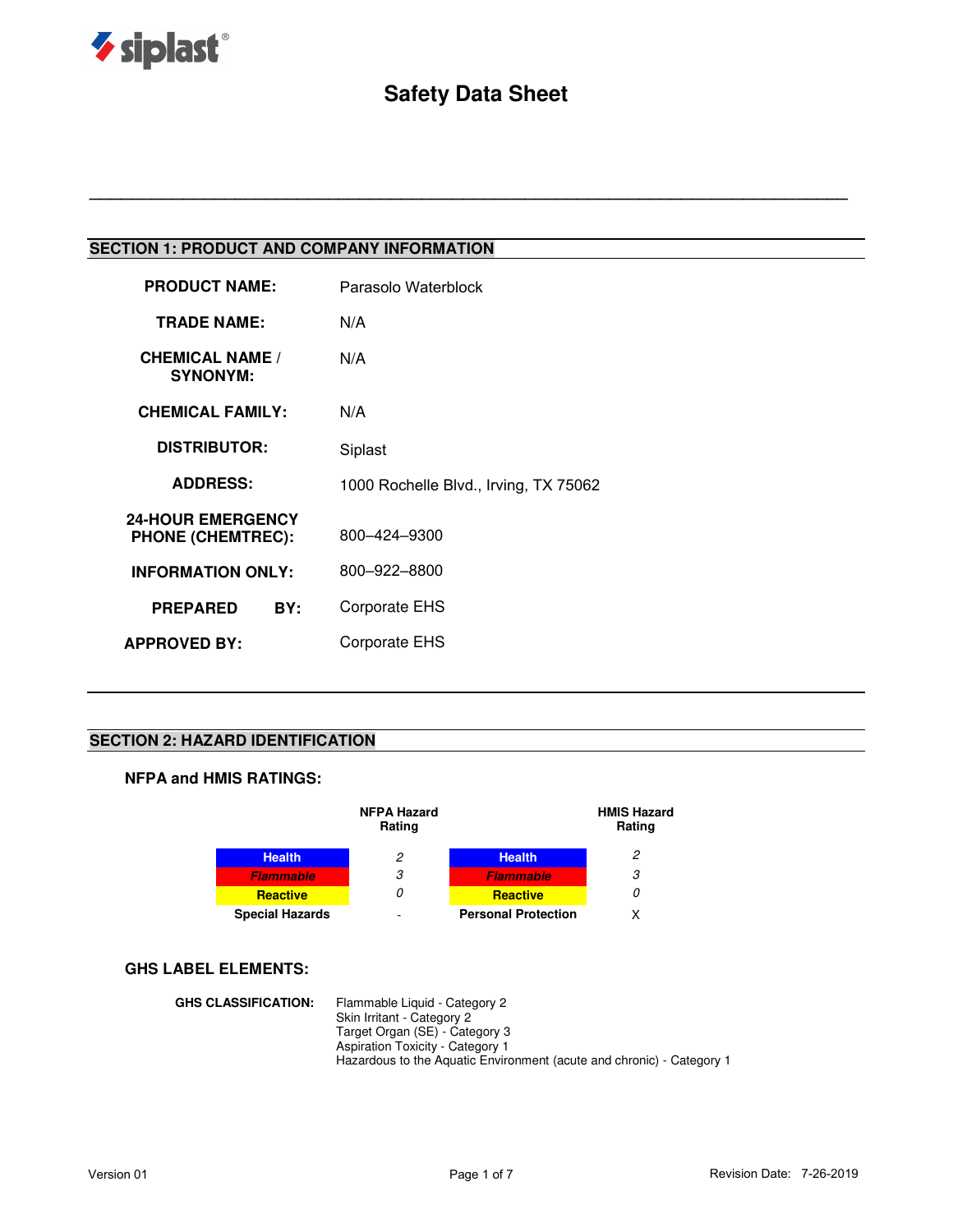siplast®

# Safety Data Sheet

## SECTION 1: PRODUCT AND COMPANY INFORMATION

| | |
|---|---|
| **PRODUCT NAME:** | Parasolo Waterblock |
| **TRADE NAME:** | N/A |
| **CHEMICAL NAME / SYNONYM:** | N/A |
| **CHEMICAL FAMILY:** | N/A |
| **DISTRIBUTOR:** | Siplast |
| **ADDRESS:** | 1000 Rochelle Blvd., Irving, TX 75062 |
| **24-HOUR EMERGENCY PHONE (CHEMTREC):** | 800–424–9300 |
| **INFORMATION ONLY:** | 800–922–8800 |
| **PREPARED BY:** | Corporate EHS |
| **APPROVED BY:** | Corporate EHS |

## SECTION 2: HAZARD IDENTIFICATION

### NFPA and HMIS RATINGS:

| | NFPA Hazard Rating | | HMIS Hazard Rating |
|---|---|---|---|
| Health | 2 | Health | 2 |
| Flammable | 3 | Flammable | 3 |
| Reactive | 0 | Reactive | 0 |
| Special Hazards | - | Personal Protection | X |

### GHS LABEL ELEMENTS:

**GHS CLASSIFICATION:**

Flammable Liquid - Category 2
Skin Irritant - Category 2
Target Organ (SE) - Category 3
Aspiration Toxicity - Category 1
Hazardous to the Aquatic Environment (acute and chronic) - Category 1

Version 01 Revision Date: 7-26-2019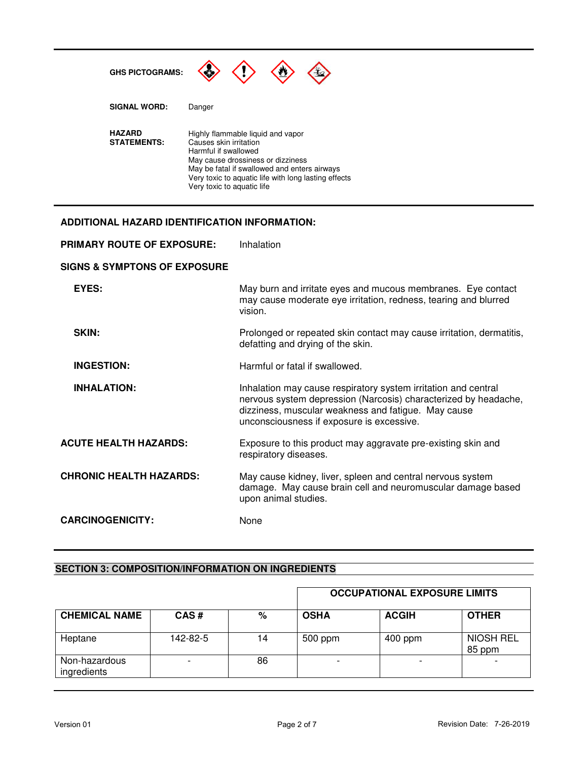**GHS PICTOGRAMS:**

**SIGNAL WORD:** Danger

**HAZARD STATEMENTS:**
Highly flammable liquid and vapor
Causes skin irritation
Harmful if swallowed
May cause drossiness or dizziness
May be fatal if swallowed and enters airways
Very toxic to aquatic life with long lasting effects
Very toxic to aquatic life

**ADDITIONAL HAZARD IDENTIFICATION INFORMATION:**

**PRIMARY ROUTE OF EXPOSURE:** Inhalation

**SIGNS & SYMPTONS OF EXPOSURE**

**EYES:** May burn and irritate eyes and mucous membranes. Eye contact may cause moderate eye irritation, redness, tearing and blurred vision.

**SKIN:** Prolonged or repeated skin contact may cause irritation, dermatitis, defatting and drying of the skin.

**INGESTION:** Harmful or fatal if swallowed.

**INHALATION:** Inhalation may cause respiratory system irritation and central nervous system depression (Narcosis) characterized by headache, dizziness, muscular weakness and fatigue. May cause unconsciousness if exposure is excessive.

**ACUTE HEALTH HAZARDS:** Exposure to this product may aggravate pre-existing skin and respiratory diseases.

**CHRONIC HEALTH HAZARDS:** May cause kidney, liver, spleen and central nervous system damage. May cause brain cell and neuromuscular damage based upon animal studies.

**CARCINOGENICITY:** None

## SECTION 3: COMPOSITION/INFORMATION ON INGREDIENTS

| | | | OCCUPATIONAL EXPOSURE LIMITS | | |
|---|---|---|---|---|---|
| **CHEMICAL NAME** | **CAS #** | **%** | **OSHA** | **ACGIH** | **OTHER** |
| Heptane | 142-82-5 | 14 | 500 ppm | 400 ppm | NIOSH REL 85 ppm |
| Non-hazardous ingredients | - | 86 | - | - | - |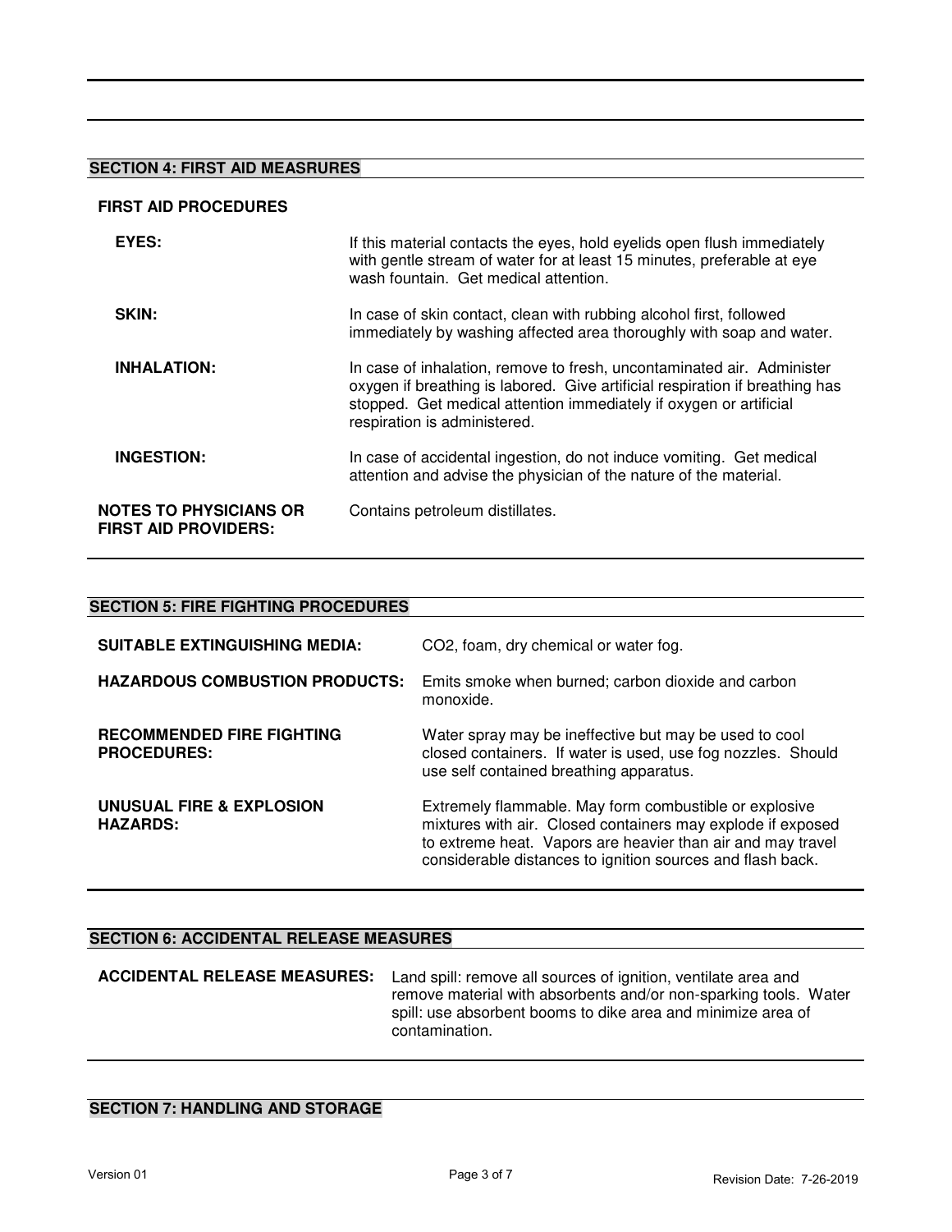## SECTION 4: FIRST AID MEASRURES

### FIRST AID PROCEDURES

**EYES:** If this material contacts the eyes, hold eyelids open flush immediately with gentle stream of water for at least 15 minutes, preferable at eye wash fountain. Get medical attention.

**SKIN:** In case of skin contact, clean with rubbing alcohol first, followed immediately by washing affected area thoroughly with soap and water.

**INHALATION:** In case of inhalation, remove to fresh, uncontaminated air. Administer oxygen if breathing is labored. Give artificial respiration if breathing has stopped. Get medical attention immediately if oxygen or artificial respiration is administered.

**INGESTION:** In case of accidental ingestion, do not induce vomiting. Get medical attention and advise the physician of the nature of the material.

**NOTES TO PHYSICIANS OR FIRST AID PROVIDERS:** Contains petroleum distillates.

## SECTION 5: FIRE FIGHTING PROCEDURES

**SUITABLE EXTINGUISHING MEDIA:** $CO_2$, foam, dry chemical or water fog.

**HAZARDOUS COMBUSTION PRODUCTS:** Emits smoke when burned; carbon dioxide and carbon monoxide.

**RECOMMENDED FIRE FIGHTING PROCEDURES:** Water spray may be ineffective but may be used to cool closed containers. If water is used, use fog nozzles. Should use self contained breathing apparatus.

**UNUSUAL FIRE & EXPLOSION HAZARDS:** Extremely flammable. May form combustible or explosive mixtures with air. Closed containers may explode if exposed to extreme heat. Vapors are heavier than air and may travel considerable distances to ignition sources and flash back.

## SECTION 6: ACCIDENTAL RELEASE MEASURES

**ACCIDENTAL RELEASE MEASURES:** Land spill: remove all sources of ignition, ventilate area and remove material with absorbents and/or non-sparking tools. Water spill: use absorbent booms to dike area and minimize area of contamination.

## SECTION 7: HANDLING AND STORAGE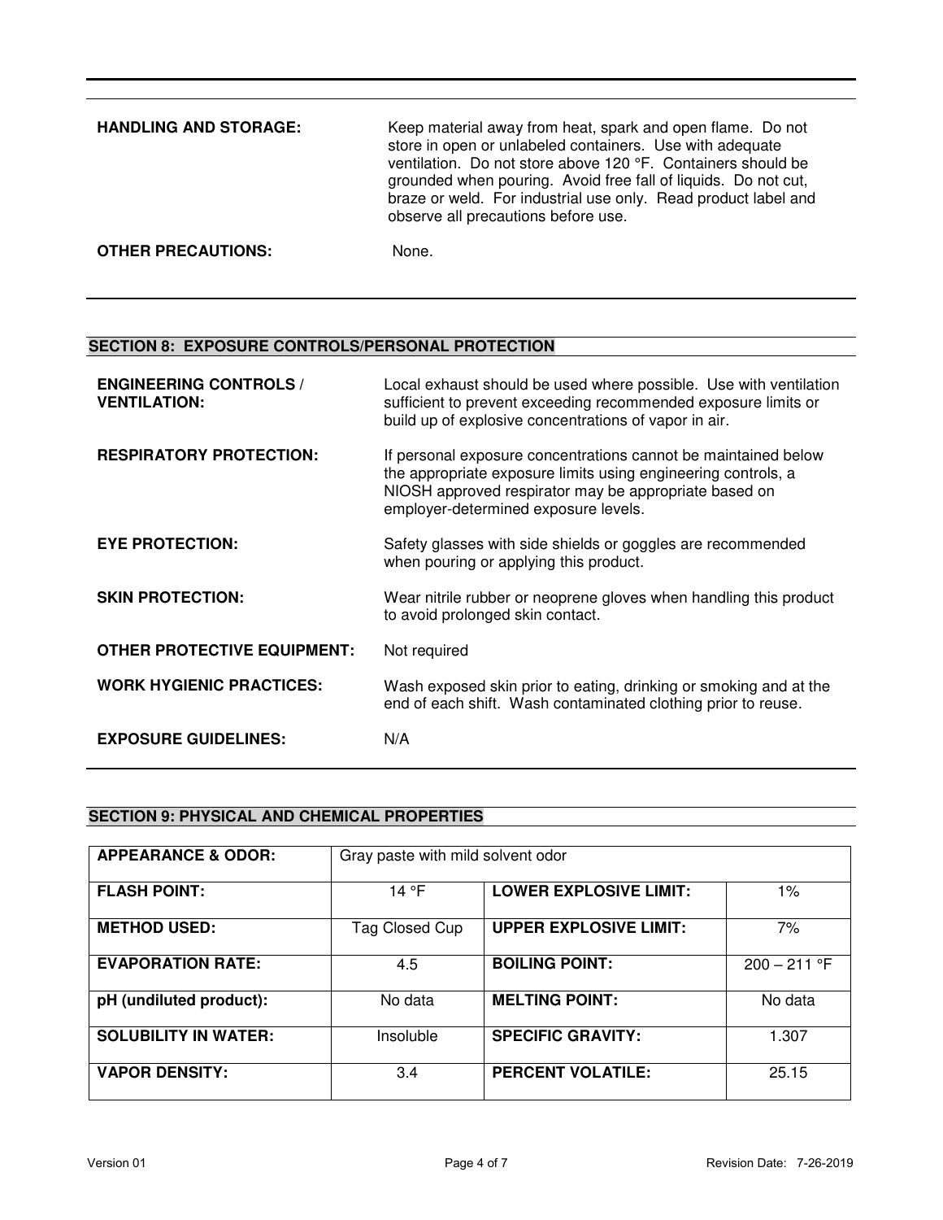**HANDLING AND STORAGE:** Keep material away from heat, spark and open flame. Do not store in open or unlabeled containers. Use with adequate ventilation. Do not store above 120 °F. Containers should be grounded when pouring. Avoid free fall of liquids. Do not cut, braze or weld. For industrial use only. Read product label and observe all precautions before use.

**OTHER PRECAUTIONS:** None.

## SECTION 8: EXPOSURE CONTROLS/PERSONAL PROTECTION

**ENGINEERING CONTROLS / VENTILATION:** Local exhaust should be used where possible. Use with ventilation sufficient to prevent exceeding recommended exposure limits or build up of explosive concentrations of vapor in air.

**RESPIRATORY PROTECTION:** If personal exposure concentrations cannot be maintained below the appropriate exposure limits using engineering controls, a NIOSH approved respirator may be appropriate based on employer-determined exposure levels.

**EYE PROTECTION:** Safety glasses with side shields or goggles are recommended when pouring or applying this product.

**SKIN PROTECTION:** Wear nitrile rubber or neoprene gloves when handling this product to avoid prolonged skin contact.

**OTHER PROTECTIVE EQUIPMENT:** Not required

**WORK HYGIENIC PRACTICES:** Wash exposed skin prior to eating, drinking or smoking and at the end of each shift. Wash contaminated clothing prior to reuse.

**EXPOSURE GUIDELINES:** N/A

## SECTION 9: PHYSICAL AND CHEMICAL PROPERTIES

| **APPEARANCE & ODOR:** | Gray paste with mild solvent odor | | |
|---|---|---|---|
| **FLASH POINT:** | 14 °F | **LOWER EXPLOSIVE LIMIT:** | 1% |
| **METHOD USED:** | Tag Closed Cup | **UPPER EXPLOSIVE LIMIT:** | 7% |
| **EVAPORATION RATE:** | 4.5 | **BOILING POINT:** | 200 – 211 °F |
| **pH (undiluted product):** | No data | **MELTING POINT:** | No data |
| **SOLUBILITY IN WATER:** | Insoluble | **SPECIFIC GRAVITY:** | 1.307 |
| **VAPOR DENSITY:** | 3.4 | **PERCENT VOLATILE:** | 25.15 |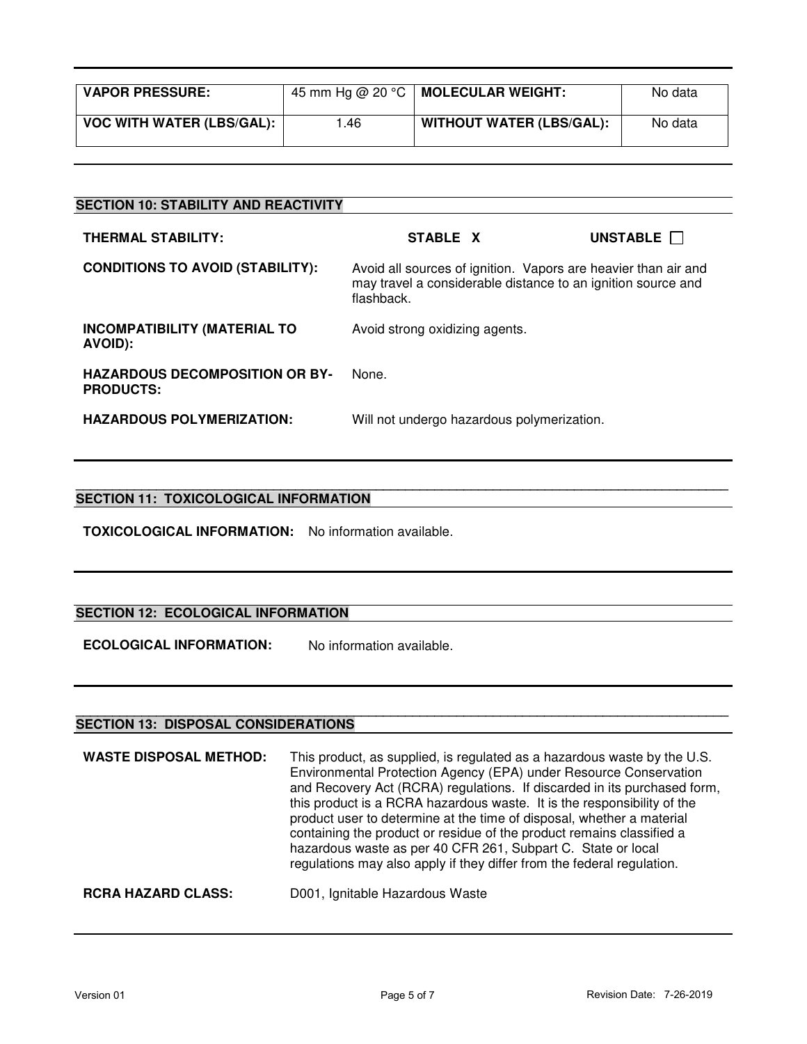| VAPOR PRESSURE: | 45 mm Hg @ 20 °C | MOLECULAR WEIGHT: | No data |
|---|---|---|---|
| VOC WITH WATER (LBS/GAL): | 1.46 | WITHOUT WATER (LBS/GAL): | No data |

## SECTION 10: STABILITY AND REACTIVITY

**THERMAL STABILITY:** STABLE X UNSTABLE ☐

**CONDITIONS TO AVOID (STABILITY):** Avoid all sources of ignition. Vapors are heavier than air and may travel a considerable distance to an ignition source and flashback.

**INCOMPATIBILITY (MATERIAL TO AVOID):** Avoid strong oxidizing agents.

**HAZARDOUS DECOMPOSITION OR BY-PRODUCTS:** None.

**HAZARDOUS POLYMERIZATION:** Will not undergo hazardous polymerization.

## SECTION 11: TOXICOLOGICAL INFORMATION

**TOXICOLOGICAL INFORMATION:** No information available.

## SECTION 12: ECOLOGICAL INFORMATION

**ECOLOGICAL INFORMATION:** No information available.

## SECTION 13: DISPOSAL CONSIDERATIONS

**WASTE DISPOSAL METHOD:** This product, as supplied, is regulated as a hazardous waste by the U.S. Environmental Protection Agency (EPA) under Resource Conservation and Recovery Act (RCRA) regulations. If discarded in its purchased form, this product is a RCRA hazardous waste. It is the responsibility of the product user to determine at the time of disposal, whether a material containing the product or residue of the product remains classified a hazardous waste as per 40 CFR 261, Subpart C. State or local regulations may also apply if they differ from the federal regulation.

**RCRA HAZARD CLASS:** D001, Ignitable Hazardous Waste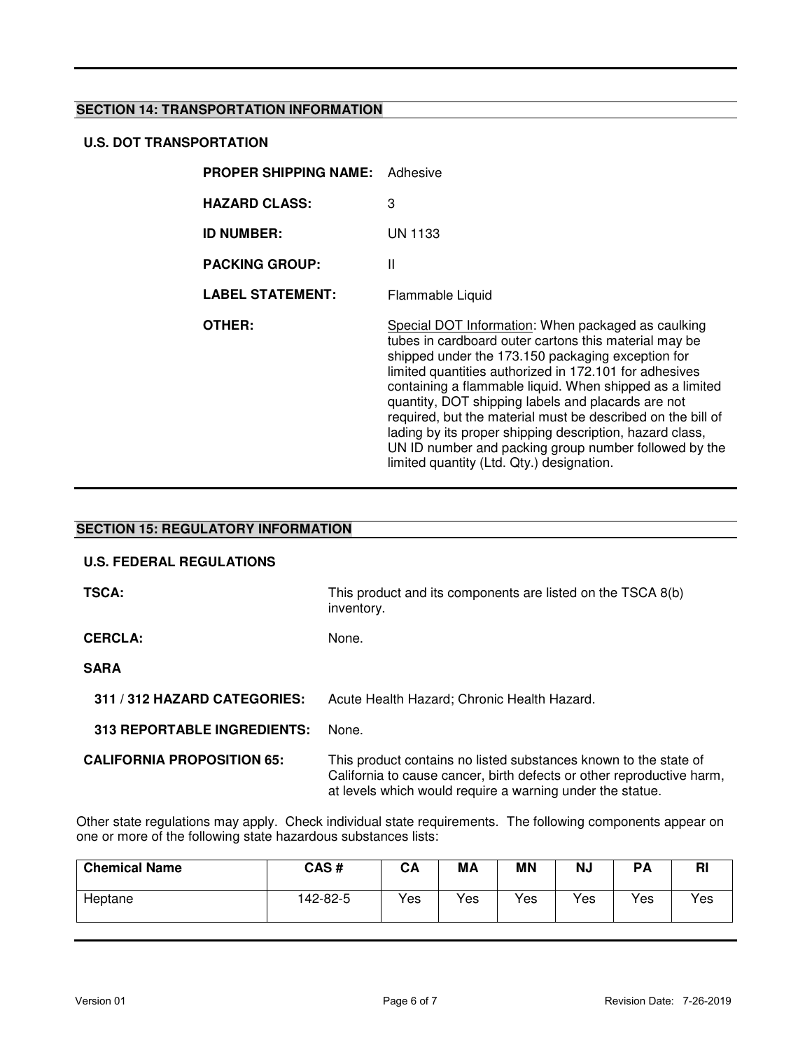## SECTION 14: TRANSPORTATION INFORMATION

### U.S. DOT TRANSPORTATION

**PROPER SHIPPING NAME:** Adhesive

**HAZARD CLASS:** 3

**ID NUMBER:** UN 1133

**PACKING GROUP:** II

**LABEL STATEMENT:** Flammable Liquid

**OTHER:** Special DOT Information: When packaged as caulking tubes in cardboard outer cartons this material may be shipped under the 173.150 packaging exception for limited quantities authorized in 172.101 for adhesives containing a flammable liquid. When shipped as a limited quantity, DOT shipping labels and placards are not required, but the material must be described on the bill of lading by its proper shipping description, hazard class, UN ID number and packing group number followed by the limited quantity (Ltd. Qty.) designation.

## SECTION 15: REGULATORY INFORMATION

### U.S. FEDERAL REGULATIONS

**TSCA:** This product and its components are listed on the TSCA 8(b) inventory.

**CERCLA:** None.

**SARA**

**311 / 312 HAZARD CATEGORIES:** Acute Health Hazard; Chronic Health Hazard.

**313 REPORTABLE INGREDIENTS:** None.

**CALIFORNIA PROPOSITION 65:** This product contains no listed substances known to the state of California to cause cancer, birth defects or other reproductive harm, at levels which would require a warning under the statue.

Other state regulations may apply. Check individual state requirements. The following components appear on one or more of the following state hazardous substances lists:

| Chemical Name | CAS # | CA | MA | MN | NJ | PA | RI |
|---|---|---|---|---|---|---|---|
| Heptane | 142-82-5 | Yes | Yes | Yes | Yes | Yes | Yes |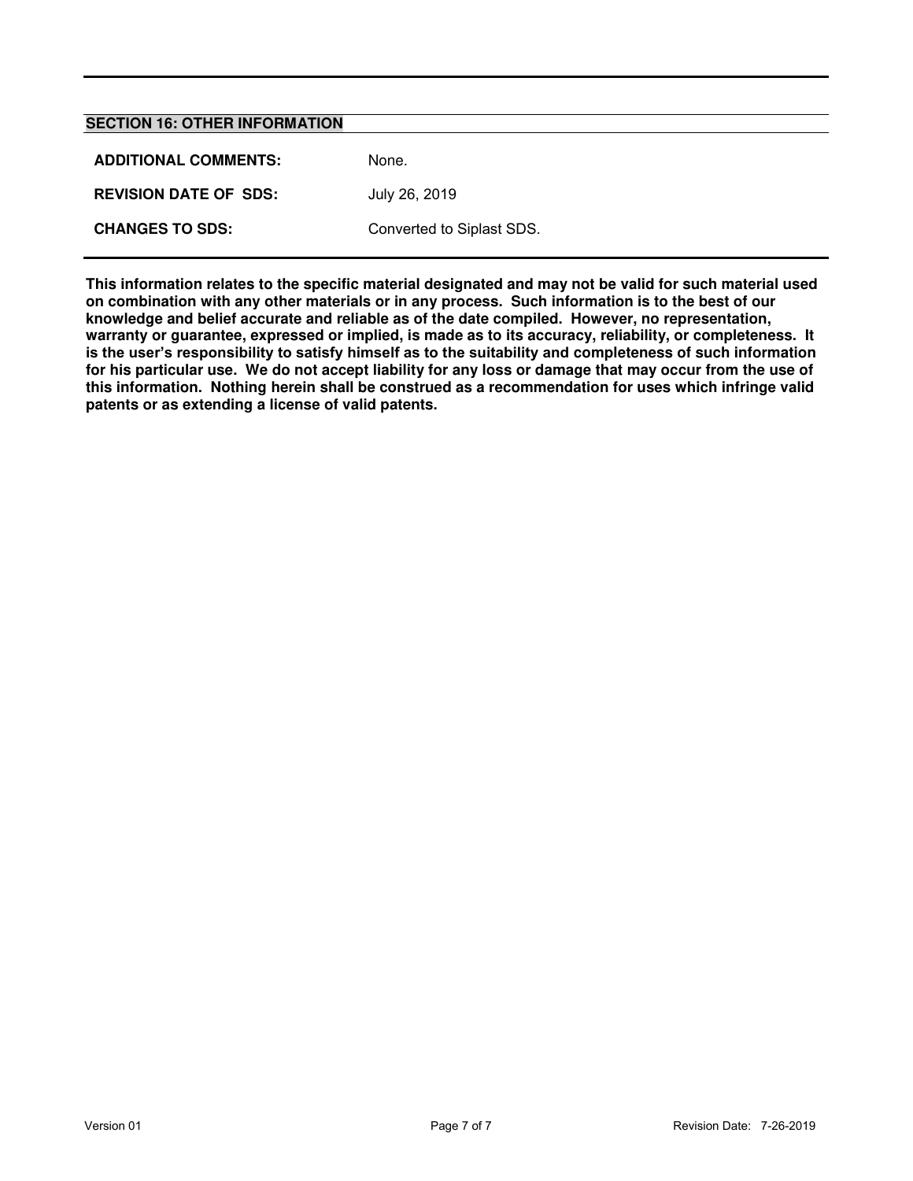## SECTION 16: OTHER INFORMATION

| | |
|---|---|
| **ADDITIONAL COMMENTS:** | None. |
| **REVISION DATE OF SDS:** | July 26, 2019 |
| **CHANGES TO SDS:** | Converted to Siplast SDS. |

**This information relates to the specific material designated and may not be valid for such material used on combination with any other materials or in any process. Such information is to the best of our knowledge and belief accurate and reliable as of the date compiled. However, no representation, warranty or guarantee, expressed or implied, is made as to its accuracy, reliability, or completeness. It is the user's responsibility to satisfy himself as to the suitability and completeness of such information for his particular use. We do not accept liability for any loss or damage that may occur from the use of this information. Nothing herein shall be construed as a recommendation for uses which infringe valid patents or as extending a license of valid patents.**